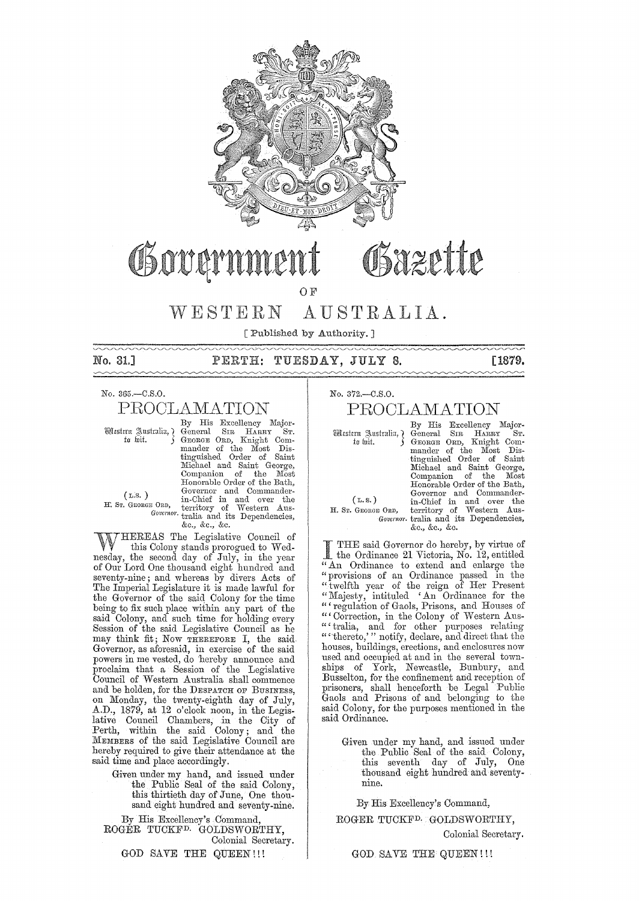# Government Gazette

OF

# WESTERN AUSTRALIA.

[ Published by Authority. ]

**No. 31.] PERTH: TUESDAY, JULY 8. [1879.**

No. 365.—C.S.O.

## PROCLAMATION

Western Australia, to wit.

By His Excellency Major-General SIR HARRY ST. GEORGE ORD, Knight Commander of the Most Distinguished Order of Saint Michael and Saint George, Companion of the Most Honorable Order of the Bath, Governor and Commander-in-Chief in and over the territory of Western Australia and its Dependencies, &c., &c., &c.

(L.S.)
H. ST. GEORGE ORD, Governor.

WHEREAS The Legislative Council of this Colony stands prorogued to Wednesday, the second day of July, in the year of Our Lord One thousand eight hundred and seventy-nine; and whereas by divers Acts of The Imperial Legislature it is made lawful for the Governor of the said Colony for the time being to fix such place within any part of the said Colony, and such time for holding every Session of the said Legislative Council as he may think fit; Now THEREFORE I, the said Governor, as aforesaid, in exercise of the said powers in me vested, do hereby announce and proclaim that a Session of the Legislative Council of Western Australia shall commence and be holden, for the DESPATCH OF BUSINESS, on Monday, the twenty-eighth day of July, A.D., 1879, at 12 o'clock noon, in the Legislative Council Chambers, in the City of Perth, within the said Colony; and the MEMBERS of the said Legislative Council are hereby required to give their attendance at the said time and place accordingly.

Given under my hand, and issued under the Public Seal of the said Colony, this thirtieth day of June, One thousand eight hundred and seventy-nine.

By His Excellency's Command,

ROGER TUCKFD. GOLDSWORTHY,
Colonial Secretary.

GOD SAVE THE QUEEN!!!

No. 372.—C.S.O.

## PROCLAMATION

Western Australia, to wit.

By His Excellency Major-General SIR HARRY ST. GEORGE ORD, Knight Commander of the Most Distinguished Order of Saint Michael and Saint George, Companion of the Most Honorable Order of the Bath, Governor and Commander-in-Chief in and over the territory of Western Australia and its Dependencies, &c., &c., &c.

(L.S.)
H. ST. GEORGE ORD, Governor.

I THE said Governor do hereby, by virtue of the Ordinance 21 Victoria, No. 12, entitled "An Ordinance to extend and enlarge the "provisions of an Ordinance passed in the "twelfth year of the reign of Her Present "Majesty, intituled 'An Ordinance for the "'regulation of Gaols, Prisons, and Houses of "'Correction, in the Colony of Western Aus-"'tralia, and for other purposes relating "'thereto,'" notify, declare, and direct that the houses, buildings, erections, and enclosures now used and occupied at and in the several townships of York, Newcastle, Bunbury, and Busselton, for the confinement and reception of prisoners, shall henceforth be Legal Public Gaols and Prisons of and belonging to the said Colony, for the purposes mentioned in the said Ordinance.

Given under my hand, and issued under the Public Seal of the said Colony, this seventh day of July, One thousand eight hundred and seventy-nine.

By His Excellency's Command,

ROGER TUCKFD. GOLDSWORTHY,
Colonial Secretary.

GOD SAVE THE QUEEN!!!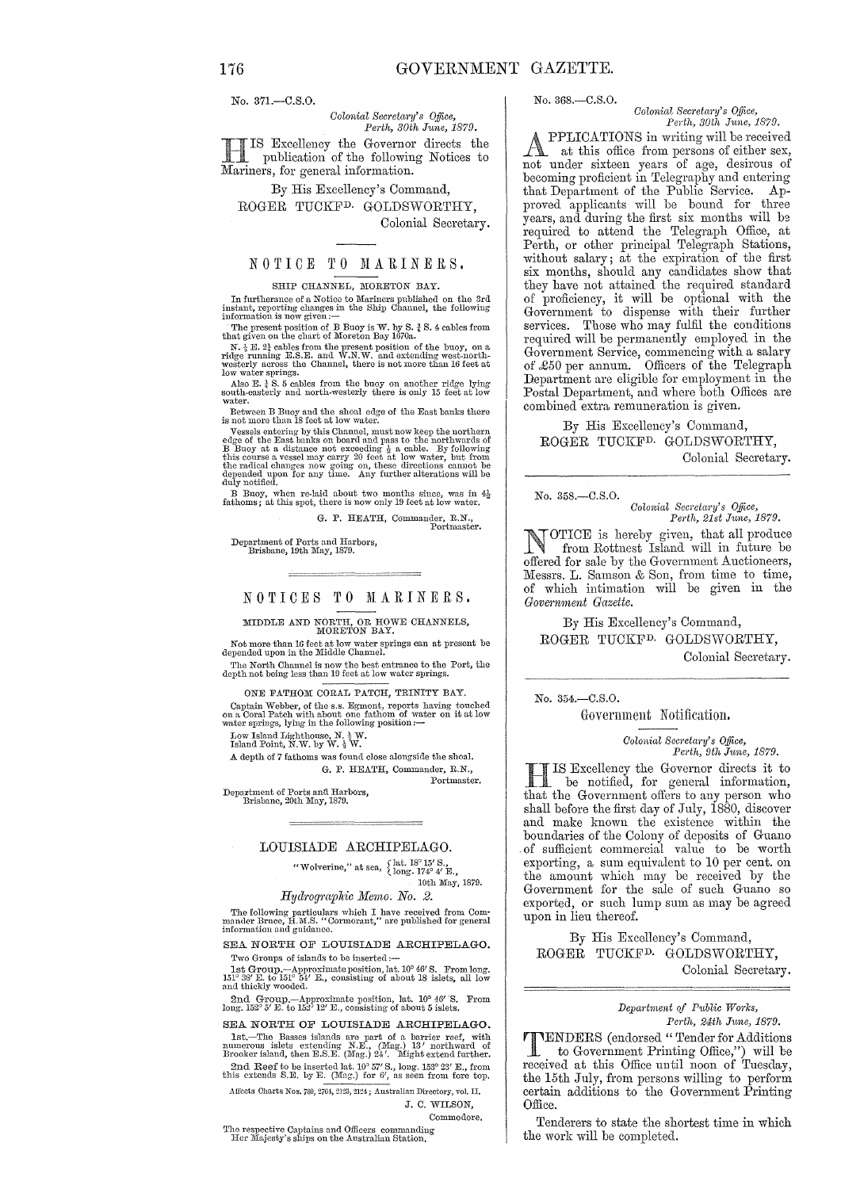No. 371.—C.S.O.

*Colonial Secretary's Office,*
*Perth, 30th June, 1879.*

HIS Excellency the Governor directs the publication of the following Notices to Mariners, for general information.

By His Excellency's Command,
ROGER TUCKFD. GOLDSWORTHY,
Colonial Secretary.

## NOTICE TO MARINERS.

### SHIP CHANNEL, MORETON BAY.

In furtherance of a Notice to Mariners published on the 3rd instant, reporting changes in the Ship Channel, the following information is now given:—

The present position of B Buoy is W. by S. ¾ S. 4 cables from that given on the chart of Moreton Bay 1670a.

N. ½ E. 2½ cables from the present position of the buoy, on a ridge running E.S.E. and W.N.W. and extending west-north-westerly across the Channel, there is not more than 16 feet at low water springs.

Also E. ¾ S. 5 cables from the buoy on another ridge lying south-easterly and north-westerly there is only 15 feet at low water.

Between B Buoy and the shoal edge of the East banks there is not more than 18 feet at low water.

Vessels entering by this Channel, must now keep the northern edge of the East banks on board and pass to the northwards of B Buoy at a distance not exceeding ½ a cable. By following this course a vessel may carry 20 feet at low water, but from the radical changes now going on, these directions cannot be depended upon for any time. Any further alterations will be duly notified.

B Buoy, when re-laid about two months since, was in 4½ fathoms; at this spot, there is now only 19 feet at low water.

G. P. HEATH, Commander, R.N.,
Portmaster.

Department of Ports and Harbors,
Brisbane, 19th May, 1879.

## NOTICES TO MARINERS.

### MIDDLE AND NORTH, OR HOWE CHANNELS, MORETON BAY.

Not more than 16 feet at low water springs can at present be depended upon in the Middle Channel.

The North Channel is now the best entrance to the Port, the depth not being less than 19 feet at low water springs.

### ONE FATHOM CORAL PATCH, TRINITY BAY.

Captain Webber, of the s.s. Egmont, reports having touched on a Coral Patch with about one fathom of water on it at low water springs, lying in the following position:—

Low Island Lighthouse, N. ¾ W.
Island Point, N.W. by W. ¼ W.

A depth of 7 fathoms was found close alongside the shoal.

G. P. HEATH, Commander, R.N.,
Portmaster.

Department of Ports and Harbors,
Brisbane, 20th May, 1879.

## LOUISIADE ARCHIPELAGO.

"Wolverine," at sea, { lat. 18° 15′ S., long. 174° 4′ E.,
10th May, 1879.

*Hydrographic Memo. No. 2.*

The following particulars which I have received from Commander Bruce, H.M.S. "Cormorant," are published for general information and guidance.

### SEA NORTH OF LOUISIADE ARCHIPELAGO.

Two Groups of islands to be inserted:—

1st Group.—Approximate position, lat. 10° 46′ S. From long. 151° 38′ E. to 151° 54′ E., consisting of about 18 islets, all low and thickly wooded.

2nd Group.—Approximate position, lat. 10° 46′ S. From long. 152° 5′ E. to 152° 12′ E., consisting of about 5 islets.

### SEA NORTH OF LOUISIADE ARCHIPELAGO.

1st.—The Basses islands are part of a barrier reef, with numerous islets extending N.E., (Mag.) 13′ northward of Brooker island, then E.S.E. (Mag.) 24′. Might extend further.

2nd Reef to be inserted lat. 10° 57′ S., long. 153° 23′ E., from this extends S.E. by E. (Mag.) for 6′, as seen from fore top.

Affects Charts Nos. 780, 2764, 2123, 2124; Australian Directory, vol. II.

J. C. WILSON,
Commodore.

The respective Captains and Officers commanding Her Majesty's ships on the Australian Station.

No. 368.—C.S.O.

*Colonial Secretary's Office,*
*Perth, 30th June, 1879.*

APPLICATIONS in writing will be received at this office from persons of either sex, not under sixteen years of age, desirous of becoming proficient in Telegraphy and entering that Department of the Public Service. Approved applicants will be bound for three years, and during the first six months will be required to attend the Telegraph Office, at Perth, or other principal Telegraph Stations, without salary; at the expiration of the first six months, should any candidates show that they have not attained the required standard of proficiency, it will be optional with the Government to dispense with their further services. Those who may fulfil the conditions required will be permanently employed in the Government Service, commencing with a salary of £50 per annum. Officers of the Telegraph Department are eligible for employment in the Postal Department, and where both Offices are combined extra remuneration is given.

By His Excellency's Command,
ROGER TUCKFD. GOLDSWORTHY,
Colonial Secretary.

No. 358.—C.S.O.

*Colonial Secretary's Office,*
*Perth, 21st June, 1879.*

NOTICE is hereby given, that all produce from Rottnest Island will in future be offered for sale by the Government Auctioneers, Messrs. L. Samson & Son, from time to time, of which intimation will be given in the *Government Gazette.*

By His Excellency's Command,
ROGER TUCKFD. GOLDSWORTHY,
Colonial Secretary.

No. 354.—C.S.O.

### Government Notification.

*Colonial Secretary's Office,*
*Perth, 9th June, 1879.*

HIS Excellency the Governor directs it to be notified, for general information, that the Government offers to any person who shall before the first day of July, 1880, discover and make known the existence within the boundaries of the Colony of deposits of Guano of sufficient commercial value to be worth exporting, a sum equivalent to 10 per cent. on the amount which may be received by the Government for the sale of such Guano so exported, or such lump sum as may be agreed upon in lieu thereof.

By His Excellency's Command,
ROGER TUCKFD. GOLDSWORTHY,
Colonial Secretary.

*Department of Public Works,*
*Perth, 24th June, 1879.*

TENDERS (endorsed "Tender for Additions to Government Printing Office,") will be received at this Office until noon of Tuesday, the 15th July, from persons willing to perform certain additions to the Government Printing Office.

Tenderers to state the shortest time in which the work will be completed.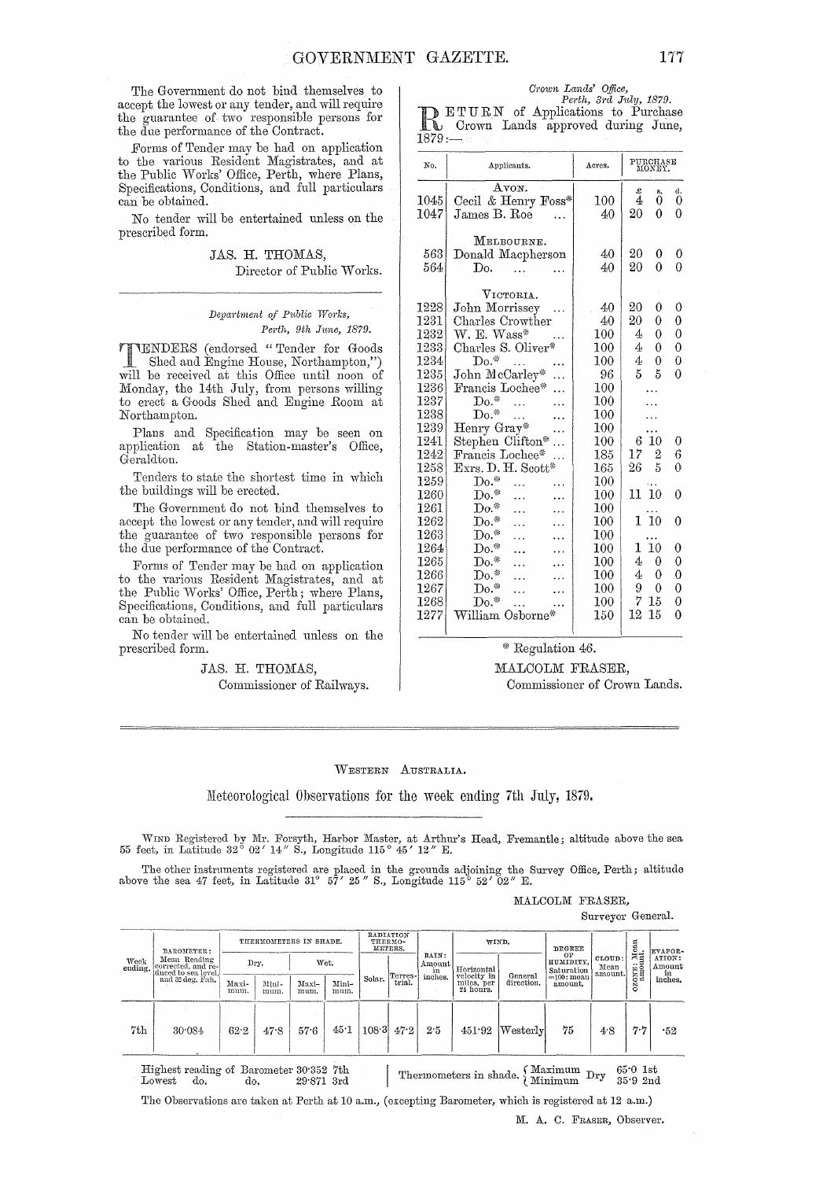The Government do not bind themselves to accept the lowest or any tender, and will require the guarantee of two responsible persons for the due performance of the Contract.

Forms of Tender may be had on application to the various Resident Magistrates, and at the Public Works' Office, Perth, where Plans, Specifications, Conditions, and full particulars can be obtained.

No tender will be entertained unless on the prescribed form.

JAS. H. THOMAS,
Director of Public Works.

---

*Department of Public Works,*
*Perth, 9th June, 1879.*

TENDERS (endorsed "Tender for Goods Shed and Engine House, Northampton,") will be received at this Office until noon of Monday, the 14th July, from persons willing to erect a Goods Shed and Engine Room at Northampton.

Plans and Specification may be seen on application at the Station-master's Office, Geraldton.

Tenders to state the shortest time in which the buildings will be erected.

The Government do not bind themselves to accept the lowest or any tender, and will require the guarantee of two responsible persons for the due performance of the Contract.

Forms of Tender may be had on application to the various Resident Magistrates, and at the Public Works' Office, Perth; where Plans, Specifications, Conditions, and full particulars can be obtained.

No tender will be entertained unless on the prescribed form.

JAS. H. THOMAS,
Commissioner of Railways.

---

*Crown Lands' Office,*
*Perth, 3rd July, 1879.*

RETURN of Applications to Purchase Crown Lands approved during June, 1879:—

| No. | Applicants. | Acres. | Purchase Money. £ | s. | d. |
|---|---|---|---|---|---|
| | AVON. | | | | |
| 1045 | Cecil & Henry Foss* | 100 | 4 | 0 | 0 |
| 1047 | James B. Roe ... | 40 | 20 | 0 | 0 |
| | MELBOURNE. | | | | |
| 563 | Donald Macpherson | 40 | 20 | 0 | 0 |
| 564 | Do. ... ... | 40 | 20 | 0 | 0 |
| | VICTORIA. | | | | |
| 1228 | John Morrissey ... | 40 | 20 | 0 | 0 |
| 1231 | Charles Crowther | 40 | 20 | 0 | 0 |
| 1232 | W. E. Wass* ... | 100 | 4 | 0 | 0 |
| 1233 | Charles S. Oliver* | 100 | 4 | 0 | 0 |
| 1234 | Do.* ... ... | 100 | 4 | 0 | 0 |
| 1235 | John McCarley* ... | 96 | 5 | 5 | 0 |
| 1236 | Francis Lochee* ... | 100 | | ... | |
| 1237 | Do.* ... ... | 100 | | ... | |
| 1238 | Do.* ... ... | 100 | | ... | |
| 1239 | Henry Gray* ... | 100 | | ... | |
| 1241 | Stephen Clifton* ... | 100 | 6 | 10 | 0 |
| 1242 | Francis Lochee* ... | 185 | 17 | 2 | 6 |
| 1258 | Exrs. D. H. Scott* | 165 | 26 | 5 | 0 |
| 1259 | Do.* ... ... | 100 | | ... | |
| 1260 | Do.* ... ... | 100 | 11 | 10 | 0 |
| 1261 | Do.* ... ... | 100 | | ... | |
| 1262 | Do.* ... ... | 100 | 1 | 10 | 0 |
| 1263 | Do.* ... ... | 100 | | ... | |
| 1264 | Do.* ... ... | 100 | 1 | 10 | 0 |
| 1265 | Do.* ... ... | 100 | 4 | 0 | 0 |
| 1266 | Do.* ... ... | 100 | 4 | 0 | 0 |
| 1267 | Do.* ... ... | 100 | 9 | 0 | 0 |
| 1268 | Do.* ... ... | 100 | 7 | 15 | 0 |
| 1277 | William Osborne* | 150 | 12 | 15 | 0 |

\* Regulation 46.

MALCOLM FRASER,
Commissioner of Crown Lands.

---

## WESTERN AUSTRALIA.

### Meteorological Observations for the week ending 7th July, 1879.

WIND Registered by Mr. Forsyth, Harbor Master, at Arthur's Head, Fremantle; altitude above the sea 55 feet, in Latitude 32° 02′ 14″ S., Longitude 115° 45′ 12″ E.

The other instruments registered are placed in the grounds adjoining the Survey Office, Perth; altitude above the sea 47 feet, in Latitude 31° 57′ 25″ S., Longitude 115° 52′ 02″ E.

MALCOLM FRASER,
Surveyor General.

| Week ending. | BAROMETER: Mean Reading corrected, and reduced to sea level, and 32 deg. Fah. | THERMOMETERS IN SHADE. Dry. Maximum. | Dry. Minimum. | Wet. Maximum. | Wet. Minimum. | RADIATION THERMOMETERS. Solar. | Terrestrial. | RAIN: Amount in inches. | WIND. Horizontal velocity in miles, per 24 hours. | WIND. General direction. | DEGREE OF HUMIDITY, Saturation =100: mean amount. | CLOUD: Mean amount. | OZONE: Mean amount. | EVAPORATION: Amount in inches. |
|---|---|---|---|---|---|---|---|---|---|---|---|---|---|---|
| 7th | 30·084 | 62·2 | 47·8 | 57·6 | 45·1 | 108·3 | 47·2 | 2·5 | 451·92 | Westerly | 75 | 4·8 | 7·7 | ·52 |

Highest reading of Barometer 30·352 7th
Lowest do. do. 29·871 3rd

Thermometers in shade. Dry { Maximum 65·0 1st; Minimum 35·9 2nd }

The Observations are taken at Perth at 10 a.m., (excepting Barometer, which is registered at 12 a.m.)

M. A. C. FRASER, Observer.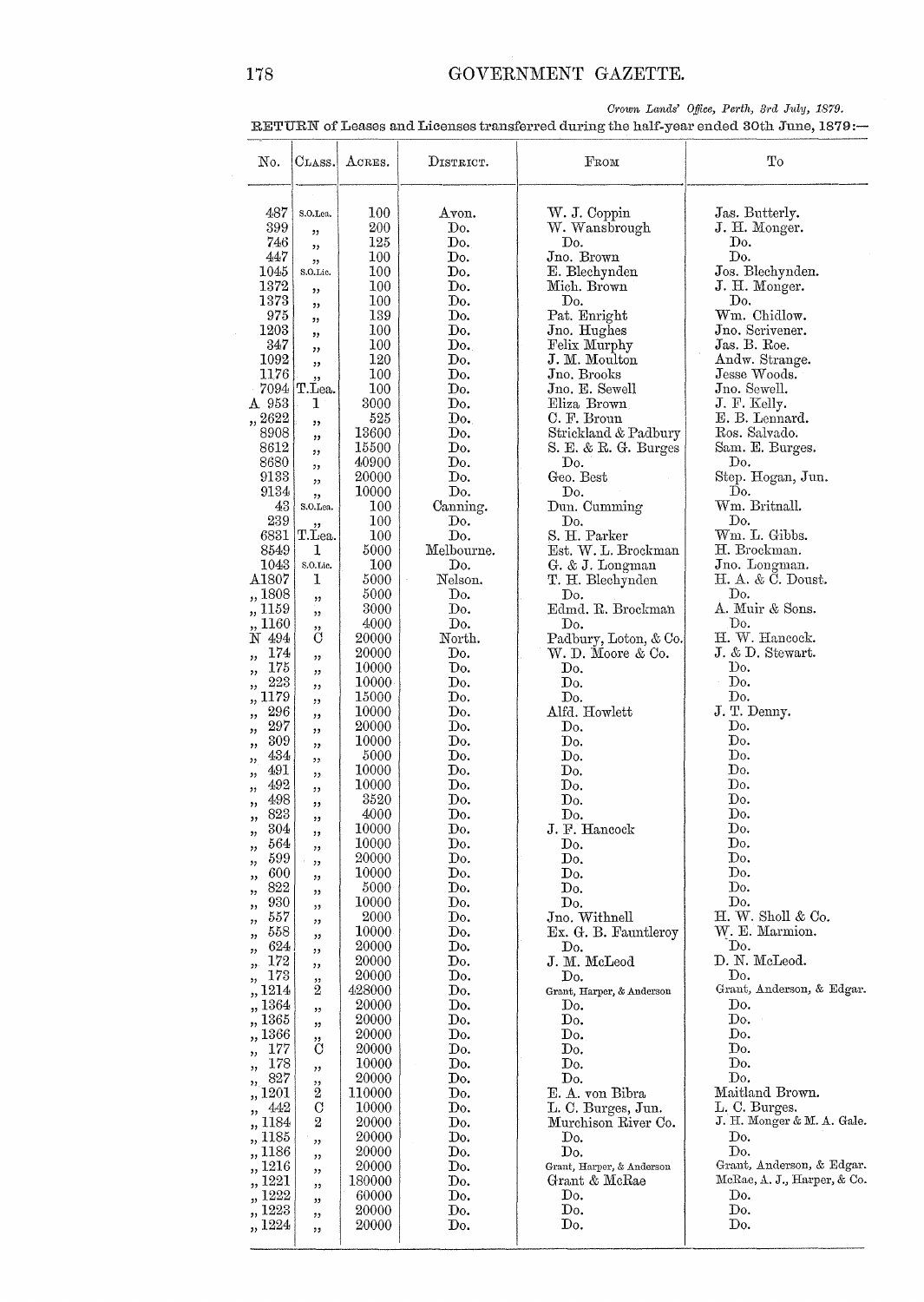*Crown Lands' Office, Perth, 3rd July, 1879.*

RETURN of Leases and Licenses transferred during the half-year ended 30th June, 1879:—

| No. | Class. | Acres. | District. | From | To |
|---|---|---|---|---|---|
| 487 | S.O.Lea. | 100 | Avon. | W. J. Coppin | Jas. Butterly. |
| 399 | ,, | 200 | Do. | W. Wansbrough | J. H. Monger. |
| 746 | ,, | 125 | Do. | Do. | Do. |
| 447 | ,, | 100 | Do. | Jno. Brown | Do. |
| 1045 | S.O.Lic. | 100 | Do. | E. Blechynden | Jos. Blechynden. |
| 1372 | ,, | 100 | Do. | Mich. Brown | J. H. Monger. |
| 1373 | ,, | 100 | Do. | Do. | Do. |
| 975 | ,, | 139 | Do. | Pat. Enright | Wm. Chidlow. |
| 1203 | ,, | 100 | Do. | Jno. Hughes | Jno. Scrivener. |
| 347 | ,, | 100 | Do. | Felix Murphy | Jas. B. Roe. |
| 1092 | ,, | 120 | Do. | J. M. Moulton | Andw. Strange. |
| 1176 | ,, | 100 | Do. | Jno. Brooks | Jesse Woods. |
| 7094 | T.Lea. | 100 | Do. | Jno. E. Sewell | Jno. Sewell. |
| A 953 | 1 | 3000 | Do. | Eliza Brown | J. F. Kelly. |
| ,, 2622 | ,, | 525 | Do. | C. F. Broun | E. B. Lennard. |
| 8908 | ,, | 13600 | Do. | Strickland & Padbury | Ros. Salvado. |
| 8612 | ,, | 15500 | Do. | S. E. & R. G. Burges | Sam. E. Burges. |
| 8680 | ,, | 40900 | Do. | Do. | Do. |
| 9133 | ,, | 20000 | Do. | Geo. Best | Step. Hogan, Jun. |
| 9134 | ,, | 10000 | Do. | Do. | Do. |
| 43 | S.O.Lea. | 100 | Canning. | Dun. Cumming | Wm. Britnall. |
| 239 | ,, | 100 | Do. | Do. | Do. |
| 6831 | T.Lea. | 100 | Do. | S. H. Parker | Wm. L. Gibbs. |
| 8549 | 1 | 5000 | Melbourne. | Est. W. L. Brockman | H. Brockman. |
| 1043 | S.O.Lic. | 100 | Do. | G. & J. Longman | Jno. Longman. |
| A1807 | 1 | 5000 | Nelson. | T. H. Blechynden | H. A. & C. Doust. |
| ,, 1808 | ,, | 5000 | Do. | Do. | Do. |
| ,, 1159 | ,, | 3000 | Do. | Edmd. R. Brockman | A. Muir & Sons. |
| ,, 1160 | ,, | 4000 | Do. | Do. | Do. |
| N 494 | C | 20000 | North. | Padbury, Loton, & Co. | H. W. Hancock. |
| ,, 174 | ,, | 20000 | Do. | W. D. Moore & Co. | J. & D. Stewart. |
| ,, 175 | ,, | 10000 | Do. | Do. | Do. |
| ,, 223 | ,, | 10000 | Do. | Do. | Do. |
| ,, 1179 | ,, | 15000 | Do. | Do. | Do. |
| ,, 296 | ,, | 10000 | Do. | Alfd. Howlett | J. T. Denny. |
| ,, 297 | ,, | 20000 | Do. | Do. | Do. |
| ,, 309 | ,, | 10000 | Do. | Do. | Do. |
| ,, 434 | ,, | 5000 | Do. | Do. | Do. |
| ,, 491 | ,, | 10000 | Do. | Do. | Do. |
| ,, 492 | ,, | 10000 | Do. | Do. | Do. |
| ,, 498 | ,, | 3520 | Do. | Do. | Do. |
| ,, 823 | ,, | 4000 | Do. | Do. | Do. |
| ,, 304 | ,, | 10000 | Do. | J. F. Hancock | Do. |
| ,, 564 | ,, | 10000 | Do. | Do. | Do. |
| ,, 599 | ,, | 20000 | Do. | Do. | Do. |
| ,, 600 | ,, | 10000 | Do. | Do. | Do. |
| ,, 822 | ,, | 5000 | Do. | Do. | Do. |
| ,, 930 | ,, | 10000 | Do. | Do. | Do. |
| ,, 557 | ,, | 2000 | Do. | Jno. Withnell | H. W. Sholl & Co. |
| ,, 558 | ,, | 10000 | Do. | Ex. G. B. Fauntleroy | W. E. Marmion. |
| ,, 624 | ,, | 20000 | Do. | Do. | Do. |
| ,, 172 | ,, | 20000 | Do. | J. M. McLeod | D. N. McLeod. |
| ,, 173 | ,, | 20000 | Do. | Do. | Do. |
| ,, 1214 | 2 | 428000 | Do. | Grant, Harper, & Anderson | Grant, Anderson, & Edgar. |
| ,, 1364 | ,, | 20000 | Do. | Do. | Do. |
| ,, 1365 | ,, | 20000 | Do. | Do. | Do. |
| ,, 1366 | ,, | 20000 | Do. | Do. | Do. |
| ,, 177 | C | 20000 | Do. | Do. | Do. |
| ,, 178 | ,, | 10000 | Do. | Do. | Do. |
| ,, 827 | ,, | 20000 | Do. | Do. | Do. |
| ,, 1201 | 2 | 110000 | Do. | E. A. von Bibra | Maitland Brown. |
| ,, 442 | C | 10000 | Do. | L. C. Burges, Jun. | L. C. Burges. |
| ,, 1184 | 2 | 20000 | Do. | Murchison River Co. | J. H. Monger & M. A. Gale. |
| ,, 1185 | ,, | 20000 | Do. | Do. | Do. |
| ,, 1186 | ,, | 20000 | Do. | Do. | Do. |
| ,, 1216 | ,, | 20000 | Do. | Grant, Harper, & Anderson | Grant, Anderson, & Edgar. |
| ,, 1221 | ,, | 180000 | Do. | Grant & McRae | McRae, A. J., Harper, & Co. |
| ,, 1222 | ,, | 60000 | Do. | Do. | Do. |
| ,, 1223 | ,, | 20000 | Do. | Do. | Do. |
| ,, 1224 | ,, | 20000 | Do. | Do. | Do. |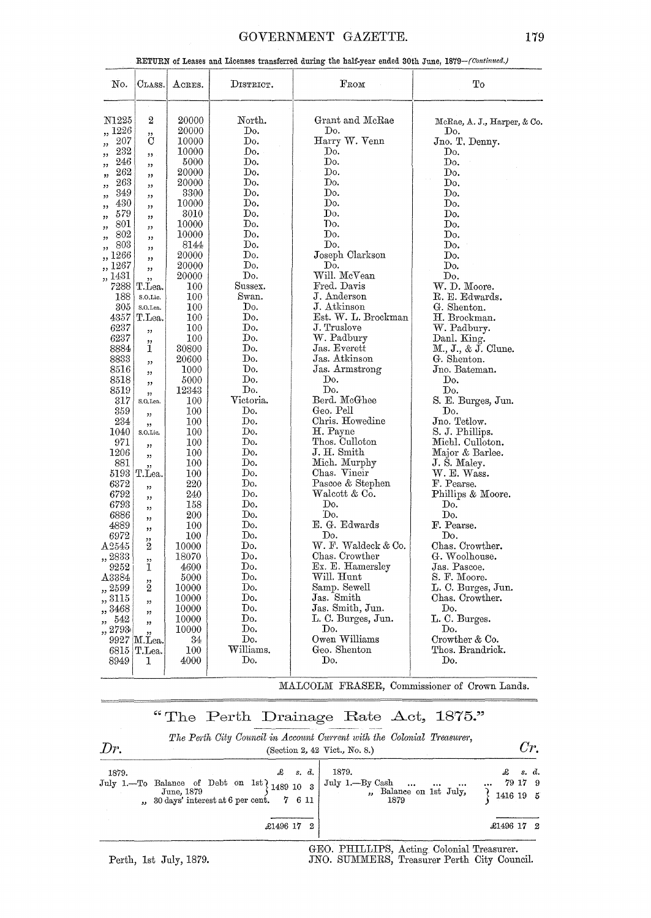RETURN of Leases and Licenses transferred during the half-year ended 30th June, 1879—*(Continued.)*

| No. | Class. | Acres. | District. | From | To |
|---|---|---|---|---|---|
| N1225 | 2 | 20000 | North. | Grant and McRae | McRae, A. J., Harper, & Co. |
| ,, 1226 | ,, | 20000 | Do. | Do. | Do. |
| ,, 207 | C | 10000 | Do. | Harry W. Venn | Jno. T. Denny. |
| ,, 232 | ,, | 10000 | Do. | Do. | Do. |
| ,, 246 | ,, | 5000 | Do. | Do. | Do. |
| ,, 262 | ,, | 20000 | Do. | Do. | Do. |
| ,, 263 | ,, | 20000 | Do. | Do. | Do. |
| ,, 349 | ,, | 3300 | Do. | Do. | Do. |
| ,, 430 | ,, | 10000 | Do. | Do. | Do. |
| ,, 579 | ,, | 3010 | Do. | Do. | Do. |
| ,, 801 | ,, | 10000 | Do. | Do. | Do. |
| ,, 802 | ,, | 10000 | Do. | Do. | Do. |
| ,, 803 | ,, | 8144 | Do. | Do. | Do. |
| ,, 1266 | ,, | 20000 | Do. | Joseph Clarkson | Do. |
| ,, 1267 | ,, | 20000 | Do. | Do. | Do. |
| ,, 1431 | ,, | 20000 | Do. | Will. McVean | Do. |
| 7288 | T.Lea. | 100 | Sussex. | Fred. Davis | W. D. Moore. |
| 188 | S.O.Lic. | 100 | Swan. | J. Anderson | R. E. Edwards. |
| 305 | S.O.Lea. | 100 | Do. | J. Atkinson | G. Shenton. |
| 4357 | T.Lea. | 100 | Do. | Est. W. L. Brockman | H. Brockman. |
| 6237 | ,, | 100 | Do. | J. Truslove | W. Padbury. |
| 6237 | ,, | 100 | Do. | W. Padbury | Danl. King. |
| 8884 | 1 | 30800 | Do. | Jas. Everett | M., J., & J. Clune. |
| 8833 | ,, | 20600 | Do. | Jas. Atkinson | G. Shenton. |
| 8516 | ,, | 1000 | Do. | Jas. Armstrong | Jno. Bateman. |
| 8518 | ,, | 5000 | Do. | Do. | Do. |
| 8519 | ,, | 12343 | Do. | Do. | Do. |
| 317 | S.O.Lea. | 100 | Victoria. | Berd. McGhee | S. E. Burges, Jun. |
| 359 | ,, | 100 | Do. | Geo. Pell | Do. |
| 234 | ,, | 100 | Do. | Chris. Howedine | Jno. Tetlow. |
| 1040 | S.O.Lic. | 100 | Do. | H. Payne | S. J. Phillips. |
| 971 | ,, | 100 | Do. | Thos. Culloton | Michl. Culloton. |
| 1206 | ,, | 100 | Do. | J. H. Smith | Major & Barlee. |
| 881 | ,, | 100 | Do. | Mich. Murphy | J. S. Maley. |
| 5193 | T.Lea. | 100 | Do. | Chas. Vineir | W. E. Wass. |
| 6372 | ,, | 220 | Do. | Pascoe & Stephen | F. Pearse. |
| 6792 | ,, | 240 | Do. | Walcott & Co. | Phillips & Moore. |
| 6793 | ,, | 158 | Do. | Do. | Do. |
| 6886 | ,, | 200 | Do. | Do. | Do. |
| 4889 | ,, | 100 | Do. | E. G. Edwards | F. Pearse. |
| 6972 | ,, | 100 | Do. | Do. | Do. |
| A2545 | 2 | 10000 | Do. | W. F. Waldeck & Co. | Chas. Crowther. |
| ,, 2833 | ,, | 18070 | Do. | Chas. Crowther | G. Woolhouse. |
| 9252 | 1 | 4600 | Do. | Ex. E. Hamersley | Jas. Pascoe. |
| A3384 | ,, | 5000 | Do. | Will. Hunt | S. F. Moore. |
| ,, 2599 | 2 | 10000 | Do. | Samp. Sewell | L. C. Burges, Jun. |
| ,, 3115 | ,, | 10000 | Do. | Jas. Smith | Chas. Crowther. |
| ,, 3468 | ,, | 10000 | Do. | Jas. Smith, Jun. | Do. |
| ,, 542 | ,, | 10000 | Do. | L. C. Burges, Jun. | L. C. Burges. |
| ,, 2793 | ,, | 10000 | Do. | Do. | Do. |
| 9927 | M.Lea. | 34 | Do. | Owen Williams | Crowther & Co. |
| 6815 | T.Lea. | 100 | Williams. | Geo. Shenton | Thos. Brandrick. |
| 8949 | 1 | 4000 | Do. | Do. | Do. |

MALCOLM FRASER, Commissioner of Crown Lands.

## "The Perth Drainage Rate Act, 1875."

*The Perth City Council in Account Current with the Colonial Treasurer,*
(Section 2, 42 Vict., No. 8.)

| *Dr.* | £ s. d. | *Cr.* | £ s. d. |
|---|---|---|---|
| 1879. | | 1879. | |
| July 1.—To Balance of Debt on 1st June, 1879 | 1489 10 3 | July 1.—By Cash ... ... ... ... | 79 17 9 |
| ,, 30 days' interest at 6 per cent. | 7 6 11 | ,, Balance on 1st July, 1879 | 1416 19 5 |
| | £1496 17 2 | | £1496 17 2 |

Perth, 1st July, 1879.

GEO. PHILLIPS, Acting Colonial Treasurer.
JNO. SUMMERS, Treasurer Perth City Council.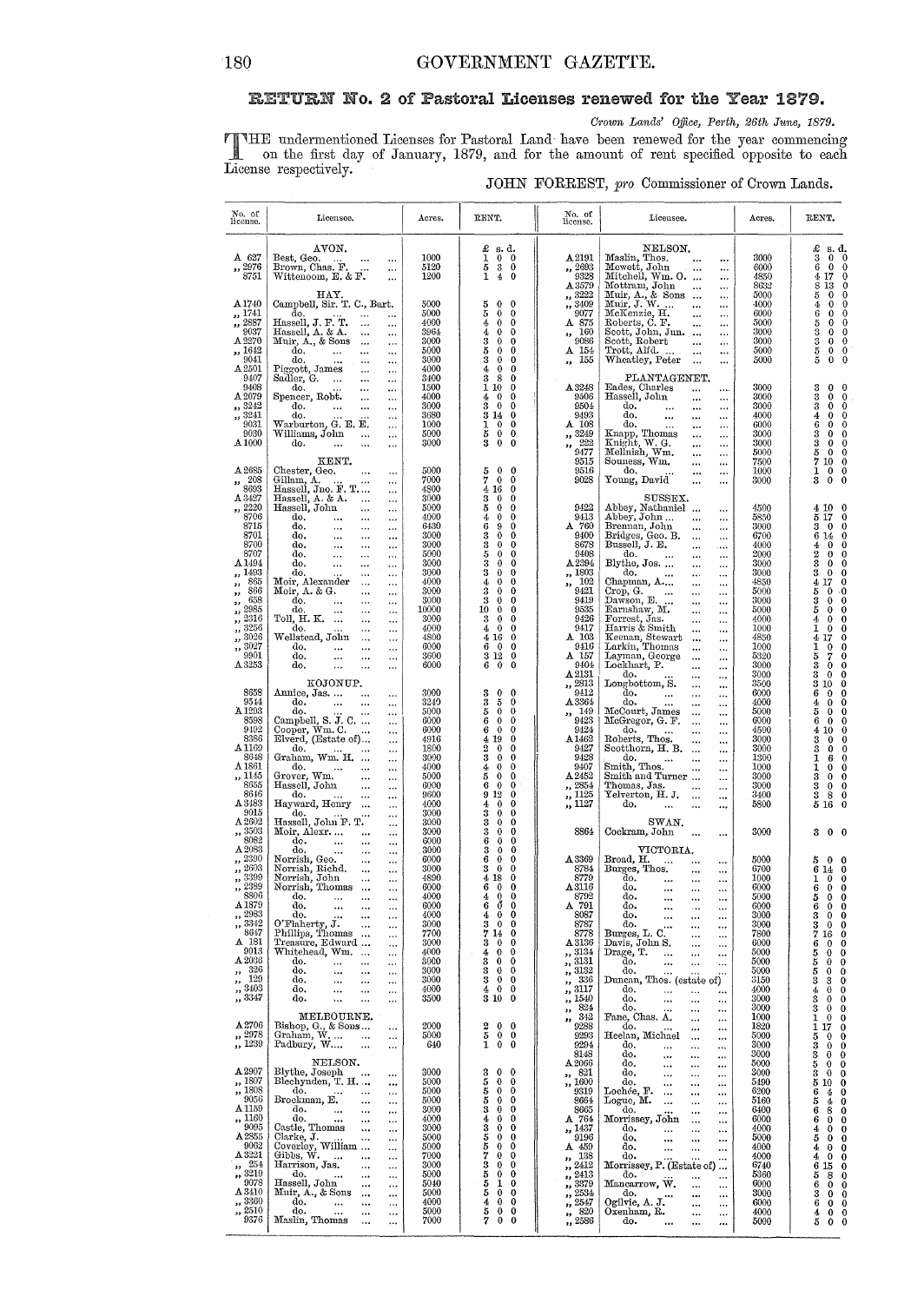# RETURN No. 2 of Pastoral Licenses renewed for the Year 1879.

*Crown Lands' Office, Perth, 26th June, 1879.*

THE undermentioned Licenses for Pastoral Land have been renewed for the year commencing on the first day of January, 1879, and for the amount of rent specified opposite to each License respectively.

JOHN FORREST, *pro* Commissioner of Crown Lands.

| No. of license. | Licensee. | Acres. | Rent. £ s. d. |
|---|---|---|---|
| | **AVON.** | | |
| A 627 | Best, Geo. | 1000 | 1 0 0 |
| ,, 2976 | Brown, Chas. F. | 5120 | 5 3 0 |
| 8751 | Wittenoom, E. & F. | 1200 | 1 4 0 |
| | **HAY.** | | |
| A 1740 | Campbell, Sir. T. C., Bart. | 5000 | 5 0 0 |
| ,, 1741 | do. | 5000 | 5 0 0 |
| ,, 2887 | Hassell, J. F. T. | 4000 | 4 0 0 |
| 9037 | Hassell, A. & A. | 3964 | 4 0 0 |
| A 2270 | Muir, A., & Sons | 3000 | 3 0 0 |
| ,, 1642 | do. | 5000 | 5 0 0 |
| 9041 | do. | 3000 | 3 0 0 |
| A 2501 | Piggott, James | 4000 | 4 0 0 |
| 9407 | Sadler, G. | 3400 | 3 8 0 |
| 9408 | do. | 1500 | 1 10 0 |
| A 2079 | Spencer, Robt. | 4000 | 4 0 0 |
| ,, 3242 | do. | 3000 | 3 0 0 |
| ,, 3241 | do. | 3680 | 3 14 0 |
| 9031 | Warburton, G. E. E. | 1000 | 1 0 0 |
| 9030 | Williams, John | 5000 | 5 0 0 |
| A 1000 | do. | 3000 | 3 0 0 |
| | **KENT.** | | |
| A 2685 | Chester, Geo. | 5000 | 5 0 0 |
| ,, 208 | Gillam, A. | 7000 | 7 0 0 |
| 8693 | Hassell, Jno. F. T. | 4800 | 4 16 0 |
| A 3427 | Hassell, A. & A. | 3000 | 3 0 0 |
| ,, 2220 | Hassell, John | 5000 | 5 0 0 |
| 8706 | do. | 4000 | 4 0 0 |
| 8715 | do. | 6430 | 6 9 0 |
| 8701 | do. | 3000 | 3 0 0 |
| 8700 | do. | 3000 | 3 0 0 |
| 8707 | do. | 5000 | 5 0 0 |
| A 1494 | do. | 3000 | 3 0 0 |
| ,, 1493 | do. | 3000 | 3 0 0 |
| ,, 865 | Moir, Alexander | 4000 | 4 0 0 |
| ,, 866 | Moir, A. & G. | 3000 | 3 0 0 |
| ,, 658 | do. | 3000 | 3 0 0 |
| ,, 2985 | do. | 10000 | 10 0 0 |
| ,, 2316 | Toll, H. K. | 3000 | 3 0 0 |
| ,, 3256 | do. | 4000 | 4 0 0 |
| ,, 3026 | Wellstead, John | 4800 | 4 16 0 |
| ,, 3027 | do. | 6000 | 6 0 0 |
| 9901 | do. | 3600 | 3 12 0 |
| A 3253 | do. | 6000 | 6 0 0 |
| | **KOJONUP.** | | |
| 8658 | Annice, Jas. | 3000 | 3 0 0 |
| 9544 | do. | 3249 | 3 5 0 |
| A 1293 | do. | 5000 | 5 0 0 |
| 8598 | Campbell, S. J. C. | 6000 | 6 0 0 |
| 9492 | Cooper, Wm. C. | 6000 | 6 0 0 |
| 8386 | Elverd, (Estate of) | 4916 | 4 19 0 |
| A 1169 | do. | 1800 | 2 0 0 |
| 8648 | Graham, Wm. H. | 3000 | 3 0 0 |
| A 1861 | do. | 4000 | 4 0 0 |
| ,, 1145 | Grover, Wm. | 5000 | 5 0 0 |
| 8655 | Hassell, John | 6000 | 6 0 0 |
| 8646 | do. | 9600 | 9 12 0 |
| A 3483 | Hayward, Henry | 4000 | 4 0 0 |
| 9015 | do. | 3000 | 3 0 0 |
| A 2602 | Hassell, John F. T. | 3000 | 3 0 0 |
| ,, 3503 | Moir, Alexr. | 3000 | 3 0 0 |
| 8082 | do. | 6000 | 6 0 0 |
| A 2083 | do. | 3000 | 3 0 0 |
| ,, 2390 | Norrish, Geo. | 6000 | 6 0 0 |
| ,, 2603 | Norrish, Richd. | 3000 | 3 0 0 |
| ,, 3399 | Norrish, John | 4890 | 4 18 0 |
| ,, 2389 | Norrish, Thomas | 6000 | 6 0 0 |
| 8806 | do. | 4000 | 4 0 0 |
| A 1879 | do. | 6000 | 6 0 0 |
| ,, 2983 | do. | 4000 | 4 0 0 |
| ,, 3342 | O'Flaherty, J. | 3000 | 3 0 0 |
| 8647 | Phillips, Thomas | 7700 | 7 14 0 |
| A 181 | Treasure, Edward | 3000 | 3 0 0 |
| 9013 | Whitehead, Wm. | 4000 | 4 0 0 |
| A 2036 | do. | 3000 | 3 0 0 |
| ,, 326 | do. | 3000 | 3 0 0 |
| ,, 129 | do. | 3000 | 3 0 0 |
| ,, 3403 | do. | 4000 | 4 0 0 |
| ,, 3347 | do. | 3500 | 3 10 0 |
| | **MELBOURNE.** | | |
| A 2706 | Bishop, G., & Sons | 2000 | 2 0 0 |
| ,, 2978 | Graham, W. | 5000 | 5 0 0 |
| ,, 1239 | Padbury, W. | 640 | 1 0 0 |
| | **NELSON.** | | |
| A 2907 | Blythe, Joseph | 3000 | 3 0 0 |
| ,, 1807 | Blechynden, T. H. | 5000 | 5 0 0 |
| ,, 1808 | do. | 5000 | 5 0 0 |
| 9056 | Brockman, E. | 5000 | 5 0 0 |
| A 1159 | do. | 3000 | 3 0 0 |
| ,, 1160 | do. | 4000 | 4 0 0 |
| 9095 | Castle, Thomas | 3000 | 3 0 0 |
| A 2855 | Clarke, J. | 5000 | 5 0 0 |
| 9062 | Coverley, William | 5000 | 5 0 0 |
| A 3221 | Gibbs, W. | 7000 | 7 0 0 |
| ,, 254 | Harrison, Jas. | 3000 | 3 0 0 |
| ,, 3219 | do. | 5000 | 5 0 0 |
| 9078 | Hassell, John | 5040 | 5 1 0 |
| A 3410 | Muir, A., & Sons | 5000 | 5 0 0 |
| ,, 3360 | do. | 4000 | 4 0 0 |
| ,, 2510 | do. | 5000 | 5 0 0 |
| 9376 | Maslin, Thomas | 7000 | 7 0 0 |
| A 2191 | Maslin, Thos. | 3000 | 3 0 0 |
| ,, 2693 | Mewett, John | 6000 | 6 0 0 |
| 9328 | Mitchell, Wm. O. | 4850 | 4 17 0 |
| A 3579 | Mottram, John | 8632 | 8 13 0 |
| ,, 3222 | Muir, A., & Sons | 5000 | 5 0 0 |
| ,, 3409 | Muir, J. W. | 4000 | 4 0 0 |
| 9077 | McKenzie, H. | 6000 | 6 0 0 |
| A 875 | Roberts, C. F. | 5000 | 5 0 0 |
| ,, 160 | Scott, John, Jun. | 3000 | 3 0 0 |
| 9086 | Scott, Robert | 3000 | 3 0 0 |
| A 154 | Trott, Alfd. | 5000 | 5 0 0 |
| ,, 155 | Wheatley, Peter | 5000 | 5 0 0 |
| | **PLANTAGENET.** | | |
| A 3248 | Eades, Charles | 3000 | 3 0 0 |
| 9506 | Hassell, John | 3000 | 3 0 0 |
| 9504 | do. | 3000 | 3 0 0 |
| 9493 | do. | 4000 | 4 0 0 |
| A 108 | do. | 6000 | 6 0 0 |
| ,, 3249 | Knapp, Thomas | 3000 | 3 0 0 |
| ,, 222 | Knight, W. G. | 3000 | 3 0 0 |
| 9477 | Mellnish, Wm. | 5000 | 5 0 0 |
| 9515 | Souness, Wm. | 7500 | 7 10 0 |
| 9516 | do. | 1000 | 1 0 0 |
| 9028 | Young, David | 3000 | 3 0 0 |
| | **SUSSEX.** | | |
| 9422 | Abbey, Nathaniel | 4500 | 4 10 0 |
| 9413 | Abbey, John | 5850 | 5 17 0 |
| A 760 | Brennan, John | 3000 | 3 0 0 |
| 9400 | Bridges, Geo. B. | 6700 | 6 14 0 |
| 8678 | Bussell, J. E. | 4000 | 4 0 0 |
| 9408 | do. | 2000 | 2 0 0 |
| A 2394 | Blythe, Jos. | 3000 | 3 0 0 |
| ,, 1893 | do. | 3000 | 3 0 0 |
| ,, 102 | Chapman, A. | 4850 | 4 17 0 |
| 9421 | Crop, G. | 5000 | 5 0 0 |
| 9419 | Dawson, E. | 3000 | 3 0 0 |
| 9535 | Earnshaw, M. | 5000 | 5 0 0 |
| 9426 | Forrest, Jas. | 4000 | 4 0 0 |
| 9417 | Harris & Smith | 1000 | 1 0 0 |
| A 103 | Keenan, Stewart | 4850 | 4 17 0 |
| 9416 | Larkin, Thomas | 1000 | 1 0 0 |
| A 157 | Layman, George | 5320 | 5 7 0 |
| 9404 | Lockhart, P. | 3000 | 3 0 0 |
| A 2131 | do. | 3000 | 3 0 0 |
| ,, 2813 | Longbottom, S. | 3500 | 3 10 0 |
| 9412 | do. | 6000 | 6 0 0 |
| A 3364 | do. | 4000 | 4 0 0 |
| ,, 149 | McCourt, James | 5000 | 5 0 0 |
| 9423 | McGregor, G. F. | 6000 | 6 0 0 |
| 9424 | do. | 4500 | 4 10 0 |
| A 1463 | Roberts, Thos. | 3000 | 3 0 0 |
| 9427 | Scotthorn, H. B. | 3000 | 3 0 0 |
| 9428 | do. | 1300 | 1 6 0 |
| 9407 | Smith, Thos. | 1000 | 1 0 0 |
| A 2452 | Smith and Turner | 3000 | 3 0 0 |
| ,, 2854 | Thomas, Jas. | 3000 | 3 0 0 |
| ,, 1125 | Yelverton, H. J. | 3400 | 3 8 0 |
| ,, 1127 | do. | 5800 | 5 16 0 |
| | **SWAN.** | | |
| 8864 | Cockram, John | 3000 | 3 0 0 |
| | **VICTORIA.** | | |
| A 3369 | Broad, H. | 5000 | 5 0 0 |
| 8784 | Burges, Thos. | 6700 | 6 14 0 |
| 8779 | do. | 1000 | 1 0 0 |
| A 3116 | do. | 6000 | 6 0 0 |
| 8792 | do. | 5000 | 5 0 0 |
| A 791 | do. | 6000 | 6 0 0 |
| 8087 | do. | 3000 | 3 0 0 |
| 8787 | do. | 3000 | 3 0 0 |
| 8778 | Burges, L. C. | 7800 | 7 16 0 |
| A 3136 | Davis, John S. | 6000 | 6 0 0 |
| ,, 3134 | Drage, T. | 5000 | 5 0 0 |
| ,, 3131 | do. | 5000 | 5 0 0 |
| ,, 3132 | do. | 5000 | 5 0 0 |
| ,, 336 | Duncan, Thos. (estate of) | 3150 | 3 3 0 |
| ,, 3117 | do. | 4000 | 4 0 0 |
| ,, 1540 | do. | 3000 | 3 0 0 |
| ,, 824 | do. | 3000 | 3 0 0 |
| ,, 342 | Fane, Chas. A. | 1000 | 1 0 0 |
| 9288 | do. | 1820 | 1 17 0 |
| 9293 | Heelan, Michael | 5000 | 5 0 0 |
| 9294 | do. | 3000 | 3 0 0 |
| 8148 | do. | 3000 | 3 0 0 |
| A 2066 | do. | 5000 | 5 0 0 |
| ,, 821 | do. | 3000 | 3 0 0 |
| ,, 1600 | do. | 5490 | 5 10 0 |
| 9319 | Lochée, F. | 6200 | 6 4 0 |
| 8664 | Logue, M. | 5160 | 5 4 0 |
| 8665 | do. | 6400 | 6 8 0 |
| A 764 | Morrissey, John | 6000 | 6 0 0 |
| ,, 1437 | do. | 4000 | 4 0 0 |
| 9196 | do. | 5000 | 5 0 0 |
| A 459 | do. | 4000 | 4 0 0 |
| ,, 138 | do. | 4000 | 4 0 0 |
| ,, 2412 | Morrissey, P. (Estate of) | 6740 | 6 15 0 |
| ,, 2413 | do. | 5360 | 5 8 0 |
| ,, 3379 | Mancarrow, W. | 6000 | 6 0 0 |
| ,, 2534 | do. | 3000 | 3 0 0 |
| ,, 2547 | Ogilvie, A. J. | 6000 | 6 0 0 |
| ,, 820 | Oxenham, R. | 4000 | 4 0 0 |
| ,, 2586 | do. | 5000 | 5 0 0 |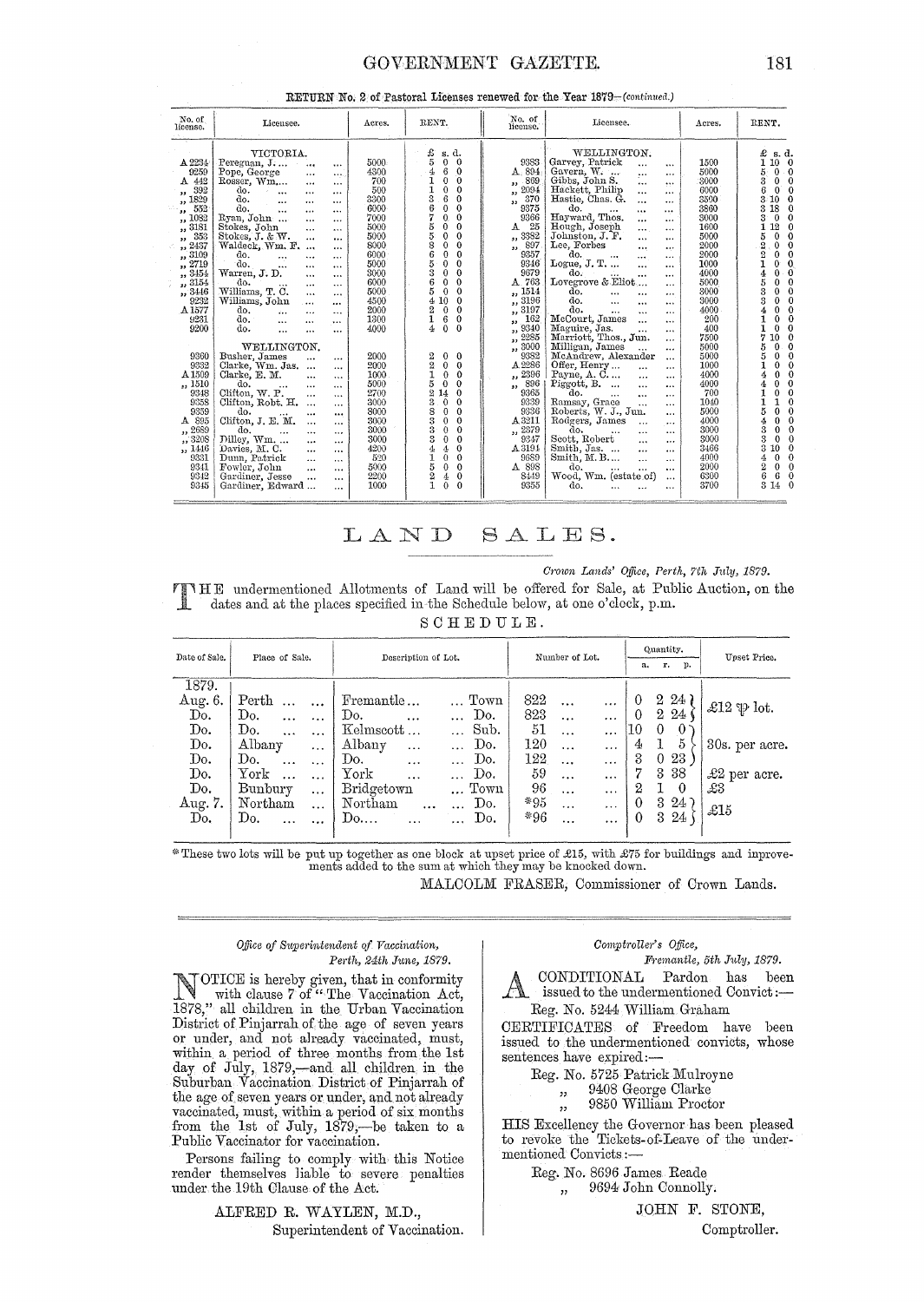RETURN No. 2 of Pastoral Licenses renewed for the Year 1879—*(continued.)*

| No. of license. | Licensee. | Acres. | RENT. £ s. d. | No. of license. | Licensee. | Acres. | RENT. £ s. d. |
|---|---|---|---|---|---|---|---|
| | VICTORIA. | | | | WELLINGTON. | | |
| A 2234 | Pereguan, J. ... ... ... | 5000 | 5 0 0 | 9383 | Garvey, Patrick ... ... | 1500 | 1 10 0 |
| 9250 | Pope, George ... ... | 4300 | 4 6 0 | A 894 | Gavern, W. ... ... | 5000 | 5 0 0 |
| A 442 | Rosser, Wm.... ... | 700 | 1 0 0 | " 869 | Gibbs, John S. ... ... | 3000 | 3 0 0 |
| " 392 | do. ... ... ... | 500 | 1 0 0 | " 2094 | Hackett, Philip ... ... | 6000 | 6 0 0 |
| " 1829 | do. ... ... ... | 3300 | 3 6 0 | " 370 | Hastie, Chas. G. ... ... | 3500 | 3 10 0 |
| " 552 | do. ... ... ... | 6000 | 6 0 0 | 9375 | do. ... ... ... | 3860 | 3 18 0 |
| " 1082 | Ryan, John ... ... | 7000 | 7 0 0 | 9366 | Hayward, Thos. ... ... | 3000 | 3 0 0 |
| " 3181 | Stokes, John ... ... | 5000 | 5 0 0 | A 25 | Hough, Joseph ... ... | 1600 | 1 12 0 |
| " 353 | Stokes, J. & W. ... ... | 5000 | 5 0 0 | " 3382 | Johnston, J. F. ... ... | 5000 | 5 0 0 |
| " 2457 | Waldeck, Wm. F. ... ... | 8000 | 8 0 0 | " 897 | Lee, Forbes ... ... | 2000 | 2 0 0 |
| " 3109 | do. ... ... ... | 6000 | 6 0 0 | 9357 | do. ... ... ... | 2000 | 2 0 0 |
| " 2719 | do. ... ... ... | 5000 | 5 0 0 | 9346 | Logue, J. T. ... ... | 1000 | 1 0 0 |
| " 3454 | Warren, J. D. ... ... | 3000 | 3 0 0 | 9679 | do. ... ... ... | 4000 | 4 0 0 |
| " 3154 | do. ... ... ... | 6000 | 6 0 0 | A 763 | Lovegrove & Eliot ... ... | 5000 | 5 0 0 |
| " 3446 | Williams, T. C. ... ... | 5000 | 5 0 0 | " 1514 | do. ... ... ... | 3000 | 3 0 0 |
| 9292 | Williams, John ... ... | 4500 | 4 10 0 | " 3196 | do. ... ... ... | 3000 | 3 0 0 |
| A 1577 | do. ... ... ... | 2000 | 2 0 0 | " 3197 | do. ... ... ... | 4000 | 4 0 0 |
| 9231 | do. ... ... ... | 1300 | 1 6 0 | " 162 | McCourt, James ... ... | 200 | 1 0 0 |
| 9200 | do. ... ... ... | 4000 | 4 0 0 | " 3340 | Maguire, Jas. ... ... | 400 | 1 0 0 |
| | | | | " 2285 | Marriott, Thos., Jun. ... | 7500 | 7 10 0 |
| | WELLINGTON. | | | " 3000 | Milligan, James ... ... | 5000 | 5 0 0 |
| 9360 | Busher, James ... ... | 2000 | 2 0 0 | 9382 | McAndrew, Alexander ... | 5000 | 5 0 0 |
| 9352 | Clarke, Wm. Jas. ... ... | 2000 | 2 0 0 | A 2286 | Offer, Henry ... ... ... | 1000 | 1 0 0 |
| A 1509 | Clarke, E. M. ... ... | 1000 | 1 0 0 | " 2386 | Payne, A. C.... ... ... | 4000 | 4 0 0 |
| " 1510 | do. ... ... ... | 5000 | 5 0 0 | " 896 | Piggott, B. ... ... | 4000 | 4 0 0 |
| 9348 | Clifton, W. P. ... ... | 2700 | 2 14 0 | 9365 | do. ... ... ... | 700 | 1 0 0 |
| 9358 | Clifton, Robt. H. ... ... | 3000 | 3 0 0 | 9339 | Ramsay, Grace ... ... | 1040 | 1 1 0 |
| 9359 | do. ... ... ... | 8000 | 8 0 0 | 9336 | Roberts, W. J., Jun. ... | 5000 | 5 0 0 |
| A 895 | Clifton, J. E. M. ... ... | 3000 | 3 0 0 | A 3211 | Rodgers, James ... ... | 4000 | 4 0 0 |
| " 2689 | do. ... ... ... | 3000 | 3 0 0 | " 2379 | do. ... ... ... | 3000 | 3 0 0 |
| " 3208 | Dilley, Wm. ... ... | 3000 | 3 0 0 | 9347 | Scott, Robert ... ... | 3000 | 3 0 0 |
| " 1446 | Davies, M. C. ... ... | 4200 | 4 4 0 | A 3194 | Smith, Jas. ... ... | 3466 | 3 10 0 |
| 9331 | Dunn, Patrick ... ... | 520 | 1 0 0 | 9689 | Smith, M. B.... ... ... | 4000 | 4 0 0 |
| 9341 | Fowler, John ... ... | 5000 | 5 0 0 | A 898 | do. ... ... ... | 2000 | 2 0 0 |
| 9342 | Gardiner, Jesse ... ... | 2200 | 2 4 0 | 8449 | Wood, Wm. (estate of) ... | 6300 | 6 6 0 |
| 9345 | Gardiner, Edward ... ... | 1000 | 1 0 0 | 9355 | do. ... ... ... | 3700 | 3 14 0 |

# LAND SALES.

*Crown Lands' Office, Perth, 7th July, 1879.*

THE undermentioned Allotments of Land will be offered for Sale, at Public Auction, on the dates and at the places specified in the Schedule below, at one o'clock, p.m.

SCHEDULE.

| Date of Sale. | Place of Sale. | Description of Lot. | | Number of Lot. | Quantity. a. r. p. | Upset Price. |
|---|---|---|---|---|---|---|
| 1879. | | | | | | |
| Aug. 6. | Perth ... ... | Fremantle ... | ... Town | 822 ... ... | 0 2 24 | £12 ℔ lot. |
| Do. | Do. ... ... | Do. ... | ... Do. | 823 ... ... | 0 2 24 | |
| Do. | Do. ... ... | Kelmscott ... | ... Sub. | 51 ... ... | 10 0 0 | 30s. per acre. |
| Do. | Albany ... | Albany ... | ... Do. | 120 ... ... | 4 1 5 | |
| Do. | Do. ... ... | Do. ... | ... Do. | 122 ... ... | 3 0 23 | |
| Do. | York ... ... | York ... | ... Do. | 59 ... ... | 7 3 38 | £2 per acre. |
| Do. | Bunbury ... | Bridgetown | ... Town | 96 ... ... | 2 1 0 | £3 |
| Aug. 7. | Northam ... | Northam ... | ... Do. | *95 ... ... | 0 3 24 | £15 |
| Do. | Do. ... ... | Do.... ... | ... Do. | *96 ... ... | 0 3 24 | |

\* These two lots will be put up together as one block at upset price of £15, with £75 for buildings and improvements added to the sum at which they may be knocked down.

MALCOLM FRASER, Commissioner of Crown Lands.

---

*Office of Superintendent of Vaccination,*
*Perth, 24th June, 1879.*

NOTICE is hereby given, that in conformity with clause 7 of "The Vaccination Act, 1878," all children in the Urban Vaccination District of Pinjarrah of the age of seven years or under, and not already vaccinated, must, within a period of three months from the 1st day of July, 1879,—and all children in the Suburban Vaccination District of Pinjarrah of the age of seven years or under, and not already vaccinated, must, within a period of six months from the 1st of July, 1879,—be taken to a Public Vaccinator for vaccination.

Persons failing to comply with this Notice render themselves liable to severe penalties under the 19th Clause of the Act.

ALFRED R. WAYLEN, M.D.,
Superintendent of Vaccination.

---

*Comptroller's Office,*
*Fremantle, 5th July, 1879.*

A CONDITIONAL Pardon has been issued to the undermentioned Convict:—

Reg. No. 5244 William Graham

CERTIFICATES of Freedom have been issued to the undermentioned convicts, whose sentences have expired:—

Reg. No. 5725 Patrick Mulroyne
" 9408 George Clarke
" 9850 William Proctor

HIS Excellency the Governor has been pleased to revoke the Tickets-of-Leave of the undermentioned Convicts:—

Reg. No. 8696 James Reade
" 9694 John Connolly.

JOHN F. STONE,
Comptroller.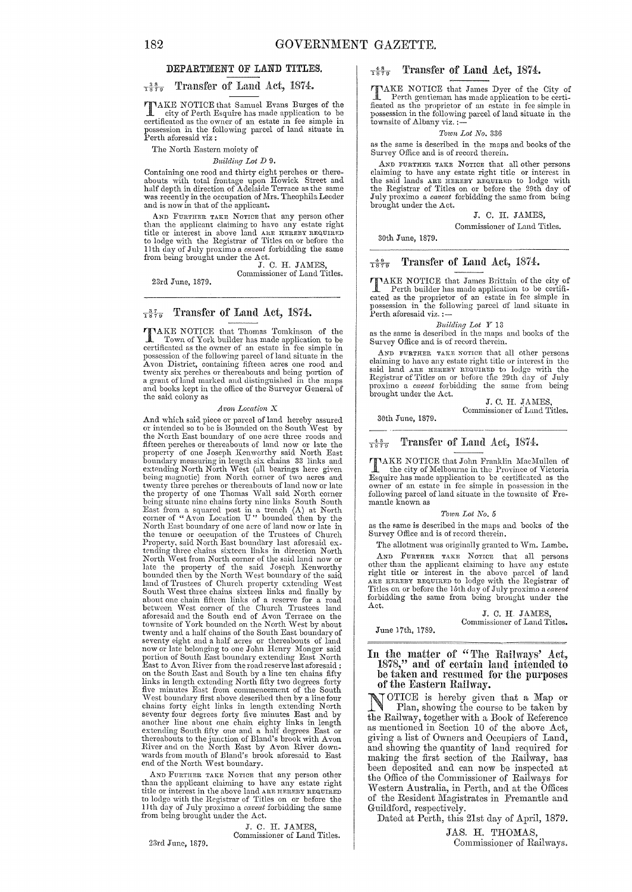## DEPARTMENT OF LAND TITLES.

### 38/1879 Transfer of Land Act, 1874.

TAKE NOTICE that Samuel Evans Burges of the city of Perth Esquire has made application to be certificated as the owner of an estate in fee simple in possession in the following parcel of land situate in Perth aforesaid viz:

The North Eastern moiety of

*Building Lot D 9.*

Containing one rood and thirty eight perches or thereabouts with total frontage upon Howick Street and half depth in direction of Adelaide Terrace as the same was recently in the occupation of Mrs. Theophila Leeder and is now in that of the applicant.

AND FURTHER TAKE NOTICE that any person other than the applicant claiming to have any estate right title or interest in above land ARE HEREBY REQUIRED to lodge with the Registrar of Titles on or before the 11th day of July proximo a *caveat* forbidding the same from being brought under the Act.

J. C. H. JAMES,
Commissioner of Land Titles.

23rd June, 1879.

---

### 37/1879 Transfer of Land Act, 1874.

TAKE NOTICE that Thomas Tomkinson of the Town of York builder has made application to be certificated as the owner of an estate in fee simple in possession of the following parcel of land situate in the Avon District, containing fifteen acres one rood and twenty six perches or thereabouts and being portion of a grant of land marked and distinguished in the maps and books kept in the office of the Surveyor General of the said colony as

*Avon Location X*

And which said piece or parcel of land hereby assured or intended so to be is Bounded on the South West by the North East boundary of one acre three roods and fifteen perches or thereabouts of land now or late the property of one Joseph Kenworthy said North East boundary measuring in length six chains 33 links and extending North North West (all bearings here given being magnetic) from North corner of two acres and twenty three perches or thereabouts of land now or late the property of one Thomas Wall said North corner being situate nine chains forty nine links South South East from a squared post in a trench (A) at North corner of "Avon Location U" bounded then by the North East boundary of one acre of land now or late in the tenure or occupation of the Trustees of Church Property, said North East boundary last aforesaid extending three chains sixteen links in direction North North West from North corner of the said land now or late the property of the said Joseph Kenworthy bounded then by the North West boundary of the said land of Trustees of Church property extending West South West three chains sixteen links and finally by about one chain fifteen links of a reserve for a road between West corner of the Church Trustees land aforesaid and the South end of Avon Terrace on the townsite of York bounded on the North West by about twenty and a half chains of the South East boundary of seventy eight and a half acres or thereabouts of land now or late belonging to one John Henry Monger said portion of South East boundary extending East North East to Avon River from the road reserve last aforesaid: on the South East and South by a line ten chains fifty links in length extending North fifty two degrees forty five minutes East from commencement of the South West boundary first above described then by a line four chains forty eight links in length extending North seventy four degrees forty five minutes East and by another line about one chain eighty links in length extending South fifty one and a half degrees East or thereabouts to the junction of Bland's brook with Avon River and on the North East by Avon River downwards from mouth of Bland's brook aforesaid to East end of the North West boundary.

AND FURTHER TAKE NOTICE that any person other than the applicant claiming to have any estate right title or interest in the above land ARE HEREBY REQUIRED to lodge with the Registrar of Titles on or before the 11th day of July proximo a *caveat* forbidding the same from being brought under the Act.

J. C. H. JAMES,
Commissioner of Land Titles.

23rd June, 1879.

---

### 48/1879 Transfer of Land Act, 1874.

TAKE NOTICE that James Dyer of the City of Perth gentleman has made application to be certificated as the proprietor of an estate in fee simple in possession in the following parcel of land situate in the townsite of Albany viz.:—

*Town Lot No. 336*

as the same is described in the maps and books of the Survey Office and is of record therein.

AND FURTHER TAKE NOTICE that all other persons claiming to have any estate right title or interest in the said lands ARE HEREBY REQUIRED to lodge with the Registrar of Titles on or before the 29th day of July proximo a *caveat* forbidding the same from being brought under the Act.

J. C. H. JAMES,
Commissioner of Land Titles.

30th June, 1879.

---

### 49/1879 Transfer of Land Act, 1874.

TAKE NOTICE that James Brittain of the city of Perth builder has made application to be certificated as the proprietor of an estate in fee simple in possession in the following parcel of land situate in Perth aforesaid viz.:—

*Building Lot Y 13*

as the same is described in the maps and books of the Survey Office and is of record therein.

AND FURTHER TAKE NOTICE that all other persons claiming to have any estate right title or interest in the said land ARE HEREBY REQUIRED to lodge with the Registrar of Titles on or before the 29th day of July proximo a *caveat* forbidding the same from being brought under the Act.

J. C. H. JAMES,
Commissioner of Land Titles.

30th June, 1879.

---

### 45/1879 Transfer of Land Act, 1874.

TAKE NOTICE that John Franklin MacMullen of the city of Melbourne in the Province of Victoria Esquire has made application to be certificated as the owner of an estate in fee simple in possession in the following parcel of land situate in the townsite of Fremantle known as

*Town Lot No. 5*

as the same is described in the maps and books of the Survey Office and is of record therein.

The allotment was originally granted to Wm. Lambe.

AND FURTHER TAKE NOTICE that all persons other than the applicant claiming to have any estate right title or interest in the above parcel of land ARE HEREBY REQUIRED to lodge with the Registrar of Titles on or before the 15th day of July proximo a *caveat* forbidding the same from being brought under the Act.

J. C. H. JAMES,
Commissioner of Land Titles.

June 17th, 1789.

---

### In the matter of "The Railways' Act, 1878," and of certain land intended to be taken and resumed for the purposes of the Eastern Railway.

NOTICE is hereby given that a Map or Plan, showing the course to be taken by the Railway, together with a Book of Reference as mentioned in Section 10 of the above Act, giving a list of Owners and Occupiers of Land, and showing the quantity of land required for making the first section of the Railway, has been deposited and can now be inspected at the Office of the Commissioner of Railways for Western Australia, in Perth, and at the Offices of the Resident Magistrates in Fremantle and Guildford, respectively.

Dated at Perth, this 21st day of April, 1879.

JAS. H. THOMAS,
Commissioner of Railways.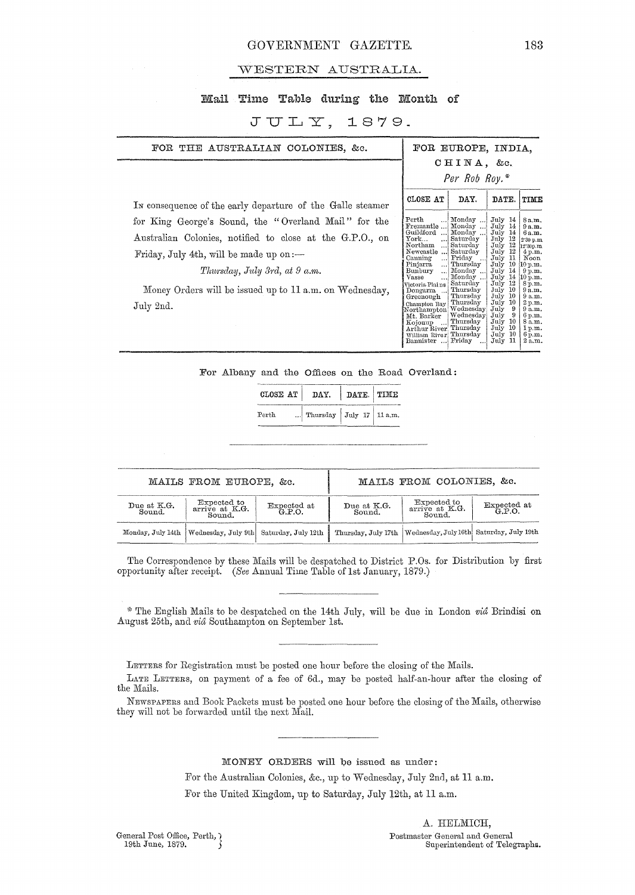## WESTERN AUSTRALIA.

### Mail Time Table during the Month of

# JULY, 1879.

### FOR THE AUSTRALIAN COLONIES, &c.

IN consequence of the early departure of the Galle steamer for King George's Sound, the "Overland Mail" for the Australian Colonies, notified to close at the G.P.O., on Friday, July 4th, will be made up on:—

*Thursday, July 3rd, at 9 a.m.*

Money Orders will be issued up to 11 a.m. on Wednesday, July 2nd.

### FOR EUROPE, INDIA, CHINA, &c.

*Per Rob Roy.**

| CLOSE AT | DAY. | DATE. | TIME |
|---|---|---|---|
| Perth ... | Monday ... | July 14 | 8 a.m. |
| Fremantle ... | Monday ... | July 14 | 9 a.m. |
| Guildford ... | Monday ... | July 14 | 6 a.m. |
| York... ... | Saturday | July 12 | 2·30 p.m. |
| Northam ... | Saturday | July 12 | 12·30 p.m. |
| Newcastle ... | Saturday | July 12 | 4 p.m. |
| Canning ... | Friday ... | July 11 | Noon |
| Pinjarra ... | Thursday | July 10 | 10 p.m. |
| Bunbury ... | Monday ... | July 14 | 9 p.m. |
| Vasse ... | Monday ... | July 14 | 10 p.m. |
| Victoria Plains | Saturday | July 12 | 8 p.m. |
| Dongarra ... | Thursday | July 10 | 9 a.m. |
| Greenough | Thursday | July 10 | 9 a.m. |
| Champion Bay | Thursday | July 10 | 2 p.m. |
| Northampton | Wednesday | July 9 | 9 a.m. |
| Mt. Barker | Wednesday | July 9 | 6 p.m. |
| Kojonup ... | Thursday | July 10 | 8 a.m. |
| Arthur River | Thursday | July 10 | 1 p.m. |
| William River | Thursday | July 10 | 6 p.m. |
| Bannister ... | Friday ... | July 11 | 2 a.m. |

For Albany and the Offices on the Road Overland:

| CLOSE AT | DAY. | DATE. | TIME |
|---|---|---|---|
| Perth ... | Thursday | July 17 | 11 a.m. |

| MAILS FROM EUROPE, &c. | | | MAILS FROM COLONIES, &c. | | |
|---|---|---|---|---|---|
| Due at K.G. Sound. | Expected to arrive at K.G. Sound. | Expected at G.P.O. | Due at K.G. Sound. | Expected to arrive at K.G. Sound. | Expected at G.P.O. |
| Monday, July 14th | Wednesday, July 9th | Saturday, July 12th | Thursday, July 17th | Wednesday, July 16th | Saturday, July 19th |

The Correspondence by these Mails will be despatched to District P.Os. for Distribution by first opportunity after receipt. (*See* Annual Time Table of 1st January, 1879.)

\* The English Mails to be despatched on the 14th July, will be due in London *viâ* Brindisi on August 25th, and *viâ* Southampton on September 1st.

LETTERS for Registration must be posted one hour before the closing of the Mails.

LATE LETTERS, on payment of a fee of 6d., may be posted half-an-hour after the closing of the Mails.

NEWSPAPERS and Book Packets must be posted one hour before the closing of the Mails, otherwise they will not be forwarded until the next Mail.

MONEY ORDERS will be issued as under:

For the Australian Colonies, &c., up to Wednesday, July 2nd, at 11 a.m.

For the United Kingdom, up to Saturday, July 12th, at 11 a.m.

A. HELMICH,
Postmaster General and General Superintendent of Telegraphs.

General Post Office, Perth,
19th June, 1879.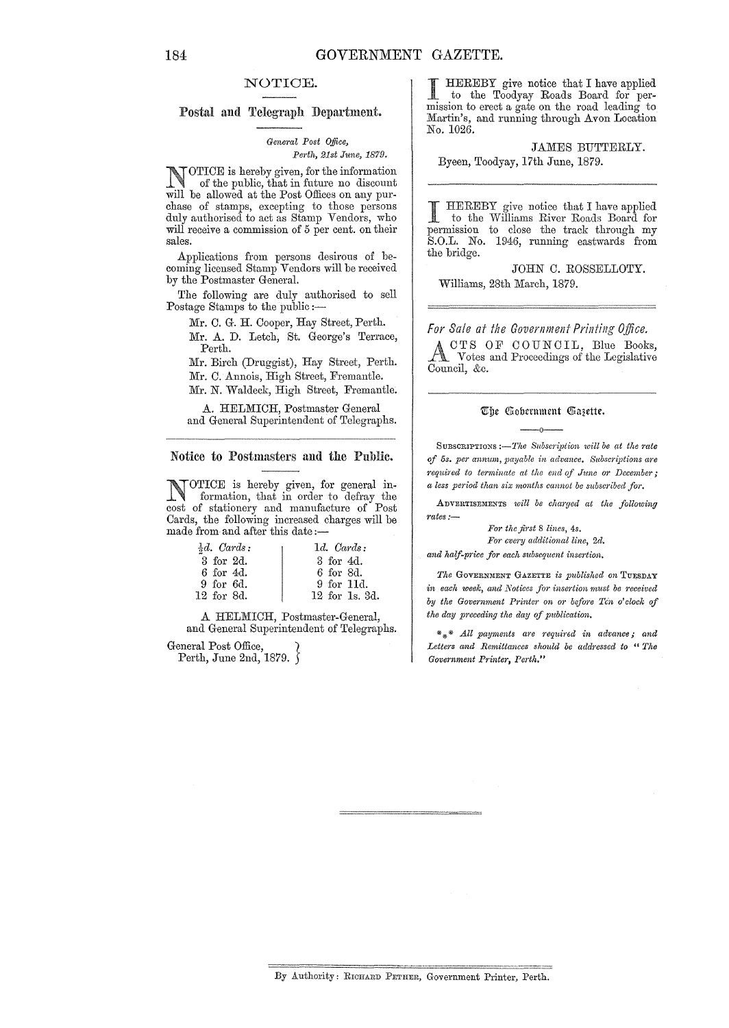## NOTICE.

### Postal and Telegraph Department.

*General Post Office,*
*Perth, 21st June, 1879.*

NOTICE is hereby given, for the information of the public, that in future no discount will be allowed at the Post Offices on any purchase of stamps, excepting to those persons duly authorised to act as Stamp Vendors, who will receive a commission of 5 per cent. on their sales.

Applications from persons desirous of becoming licensed Stamp Vendors will be received by the Postmaster General.

The following are duly authorised to sell Postage Stamps to the public:—

Mr. C. G. H. Cooper, Hay Street, Perth.
Mr. A. D. Letch, St. George's Terrace, Perth.
Mr. Birch (Druggist), Hay Street, Perth.
Mr. C. Annois, High Street, Fremantle.
Mr. N. Waldeck, High Street, Fremantle.

A. HELMICH, Postmaster General
and General Superintendent of Telegraphs.

### Notice to Postmasters and the Public.

NOTICE is hereby given, for general information, that in order to defray the cost of stationery and manufacture of Post Cards, the following increased charges will be made from and after this date:—

| ½*d. Cards:* | 1*d. Cards:* |
|---|---|
| 3 for 2d. | 3 for 4d. |
| 6 for 4d. | 6 for 8d. |
| 9 for 6d. | 9 for 11d. |
| 12 for 8d. | 12 for 1s. 3d. |

A. HELMICH, Postmaster-General,
and General Superintendent of Telegraphs.

General Post Office,
Perth, June 2nd, 1879.

---

I HEREBY give notice that I have applied to the Toodyay Roads Board for permission to erect a gate on the road leading to Martin's, and running through Avon Location No. 1026.

JAMES BUTTERLY.

Byeen, Toodyay, 17th June, 1879.

---

I HEREBY give notice that I have applied to the Williams River Roads Board for permission to close the track through my S.O.L. No. 1946, running eastwards from the bridge.

JOHN C. ROSSELLOTY.

Williams, 28th March, 1879.

---

*For Sale at the Government Printing Office.*

ACTS OF COUNCIL, Blue Books, Votes and Proceedings of the Legislative Council, &c.

---

### The Government Gazette.

SUBSCRIPTIONS:—*The Subscription will be at the rate of 5s. per annum, payable in advance. Subscriptions are required to terminate at the end of June or December; a less period than six months cannot be subscribed for.*

ADVERTISEMENTS *will be charged at the following rates:—*

*For the first 8 lines, 4s.*
*For every additional line, 2d.*
*and half-price for each subsequent insertion.*

*The* GOVERNMENT GAZETTE *is published on* TUESDAY *in each week, and Notices for insertion must be received by the Government Printer on or before Ten o'clock of the day preceding the day of publication.*

*** *All payments are required in advance; and Letters and Remittances should be addressed to "The Government Printer, Perth."*

---

By Authority: RICHARD PETHER, Government Printer, Perth.